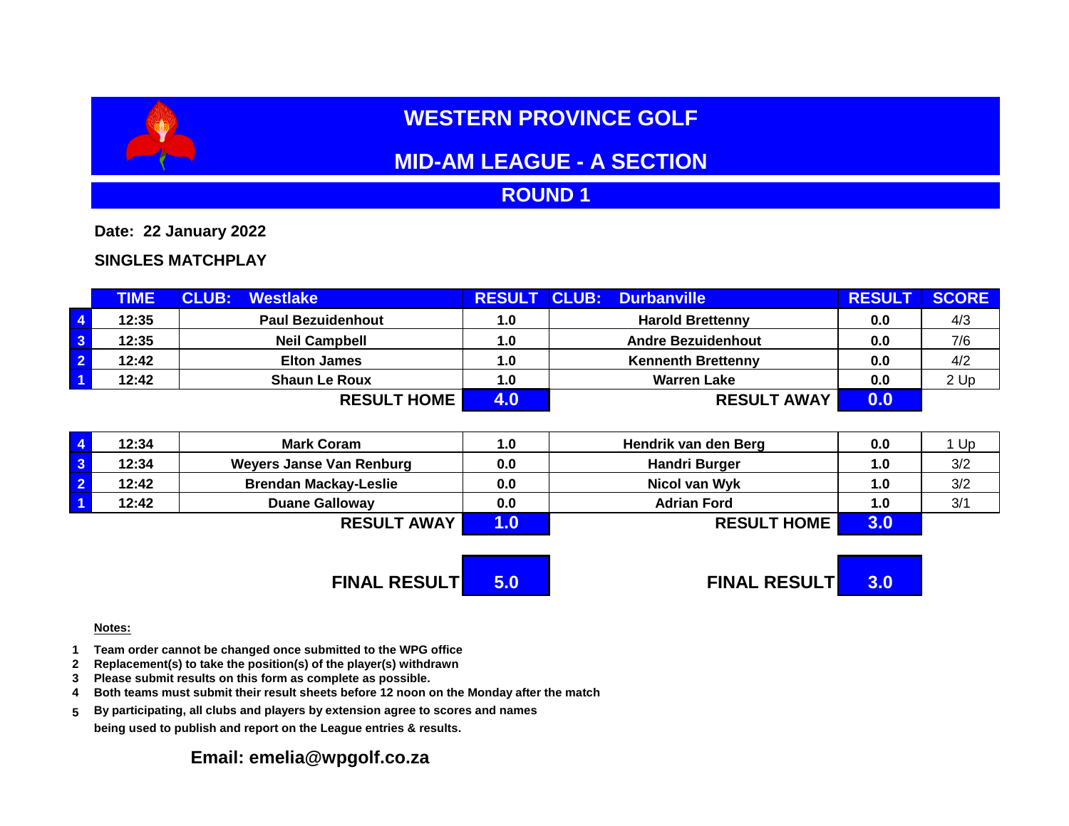# WESTERN PROVINCE GOLF

## MID-AM LEAGUE - A SECTION

## ROUND 1

**Date: 22 January 2022**

**SINGLES MATCHPLAY**

| | TIME | CLUB: Westlake | RESULT | CLUB: Durbanville | RESULT | SCORE |
|---|---|---|---|---|---|---|
| 4 | 12:35 | Paul Bezuidenhout | 1.0 | Harold Brettenny | 0.0 | 4/3 |
| 3 | 12:35 | Neil Campbell | 1.0 | Andre Bezuidenhout | 0.0 | 7/6 |
| 2 | 12:42 | Elton James | 1.0 | Kennenth Brettenny | 0.0 | 4/2 |
| 1 | 12:42 | Shaun Le Roux | 1.0 | Warren Lake | 0.0 | 2 Up |
| | | **RESULT HOME** | **4.0** | **RESULT AWAY** | **0.0** | |

| | TIME | CLUB: Westlake | RESULT | CLUB: Durbanville | RESULT | SCORE |
|---|---|---|---|---|---|---|
| 4 | 12:34 | Mark Coram | 1.0 | Hendrik van den Berg | 0.0 | 1 Up |
| 3 | 12:34 | Weyers Janse Van Renburg | 0.0 | Handri Burger | 1.0 | 3/2 |
| 2 | 12:42 | Brendan Mackay-Leslie | 0.0 | Nicol van Wyk | 1.0 | 3/2 |
| 1 | 12:42 | Duane Galloway | 0.0 | Adrian Ford | 1.0 | 3/1 |
| | | **RESULT AWAY** | **1.0** | **RESULT HOME** | **3.0** | |

**FINAL RESULT** **5.0** **FINAL RESULT** **3.0**

**Notes:**

1. Team order cannot be changed once submitted to the WPG office
2. Replacement(s) to take the position(s) of the player(s) withdrawn
3. Please submit results on this form as complete as possible.
4. Both teams must submit their result sheets before 12 noon on the Monday after the match
5. By participating, all clubs and players by extension agree to scores and names being used to publish and report on the League entries & results.

**Email: emelia@wpgolf.co.za**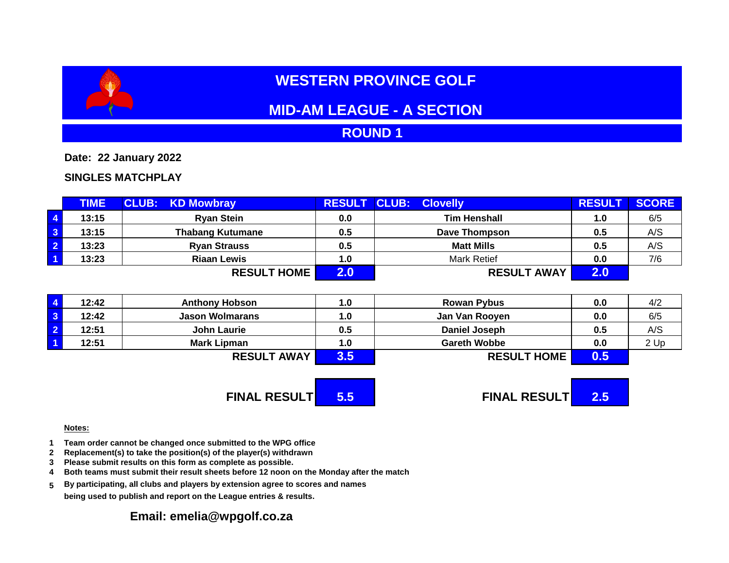# WESTERN PROVINCE GOLF

## MID-AM LEAGUE - A SECTION

## ROUND 1

**Date: 22 January 2022**

**SINGLES MATCHPLAY**

| | TIME | CLUB: KD Mowbray | RESULT | CLUB: Clovelly | RESULT | SCORE |
|---|---|---|---|---|---|---|
| 4 | 13:15 | Ryan Stein | 0.0 | Tim Henshall | 1.0 | 6/5 |
| 3 | 13:15 | Thabang Kutumane | 0.5 | Dave Thompson | 0.5 | A/S |
| 2 | 13:23 | Ryan Strauss | 0.5 | Matt Mills | 0.5 | A/S |
| 1 | 13:23 | Riaan Lewis | 1.0 | Mark Retief | 0.0 | 7/6 |
| | | **RESULT HOME** | **2.0** | **RESULT AWAY** | **2.0** | |

| | TIME | | RESULT | | RESULT | SCORE |
|---|---|---|---|---|---|---|
| 4 | 12:42 | Anthony Hobson | 1.0 | Rowan Pybus | 0.0 | 4/2 |
| 3 | 12:42 | Jason Wolmarans | 1.0 | Jan Van Rooyen | 0.0 | 6/5 |
| 2 | 12:51 | John Laurie | 0.5 | Daniel Joseph | 0.5 | A/S |
| 1 | 12:51 | Mark Lipman | 1.0 | Gareth Wobbe | 0.0 | 2 Up |
| | | **RESULT AWAY** | **3.5** | **RESULT HOME** | **0.5** | |

| | | |
|---|---|---|
| **FINAL RESULT** | **5.5** | |
| **FINAL RESULT** | | **2.5** |

**Notes:**

1. Team order cannot be changed once submitted to the WPG office
2. Replacement(s) to take the position(s) of the player(s) withdrawn
3. Please submit results on this form as complete as possible.
4. Both teams must submit their result sheets before 12 noon on the Monday after the match
5. By participating, all clubs and players by extension agree to scores and names being used to publish and report on the League entries & results.

**Email: emelia@wpgolf.co.za**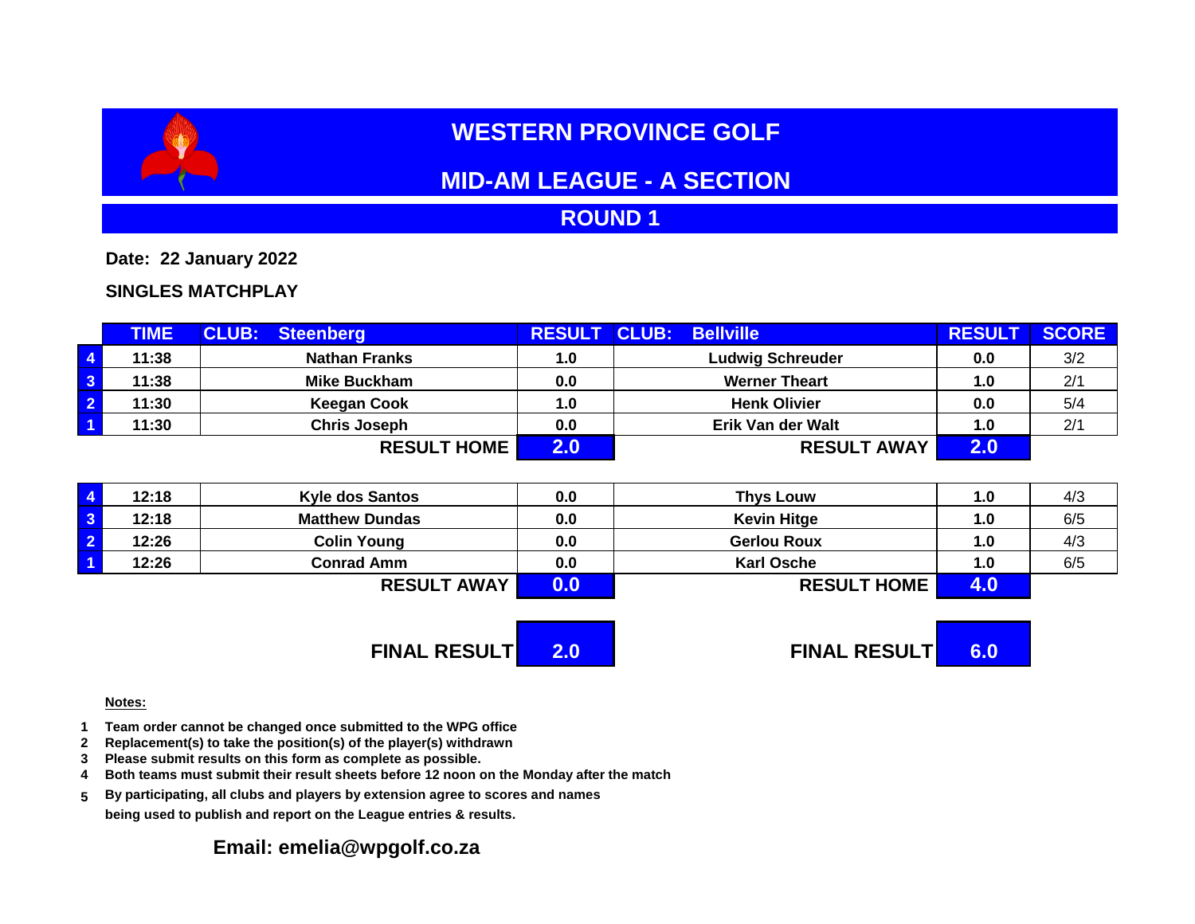# WESTERN PROVINCE GOLF

## MID-AM LEAGUE - A SECTION

## ROUND 1

**Date: 22 January 2022**

**SINGLES MATCHPLAY**

| | TIME | CLUB: Steenberg | RESULT | CLUB: Bellville | RESULT | SCORE |
|---|---|---|---|---|---|---|
| 4 | 11:38 | Nathan Franks | 1.0 | Ludwig Schreuder | 0.0 | 3/2 |
| 3 | 11:38 | Mike Buckham | 0.0 | Werner Theart | 1.0 | 2/1 |
| 2 | 11:30 | Keegan Cook | 1.0 | Henk Olivier | 0.0 | 5/4 |
| 1 | 11:30 | Chris Joseph | 0.0 | Erik Van der Walt | 1.0 | 2/1 |
| | | RESULT HOME | 2.0 | RESULT AWAY | 2.0 | |

| | | | | | | |
|---|---|---|---|---|---|---|
| 4 | 12:18 | Kyle dos Santos | 0.0 | Thys Louw | 1.0 | 4/3 |
| 3 | 12:18 | Matthew Dundas | 0.0 | Kevin Hitge | 1.0 | 6/5 |
| 2 | 12:26 | Colin Young | 0.0 | Gerlou Roux | 1.0 | 4/3 |
| 1 | 12:26 | Conrad Amm | 0.0 | Karl Osche | 1.0 | 6/5 |
| | | RESULT AWAY | 0.0 | RESULT HOME | 4.0 | |

| | | | |
|---|---|---|---|
| FINAL RESULT | 2.0 | FINAL RESULT | 6.0 |

**Notes:**

1. Team order cannot be changed once submitted to the WPG office
2. Replacement(s) to take the position(s) of the player(s) withdrawn
3. Please submit results on this form as complete as possible.
4. Both teams must submit their result sheets before 12 noon on the Monday after the match
5. By participating, all clubs and players by extension agree to scores and names being used to publish and report on the League entries & results.

**Email: emelia@wpgolf.co.za**